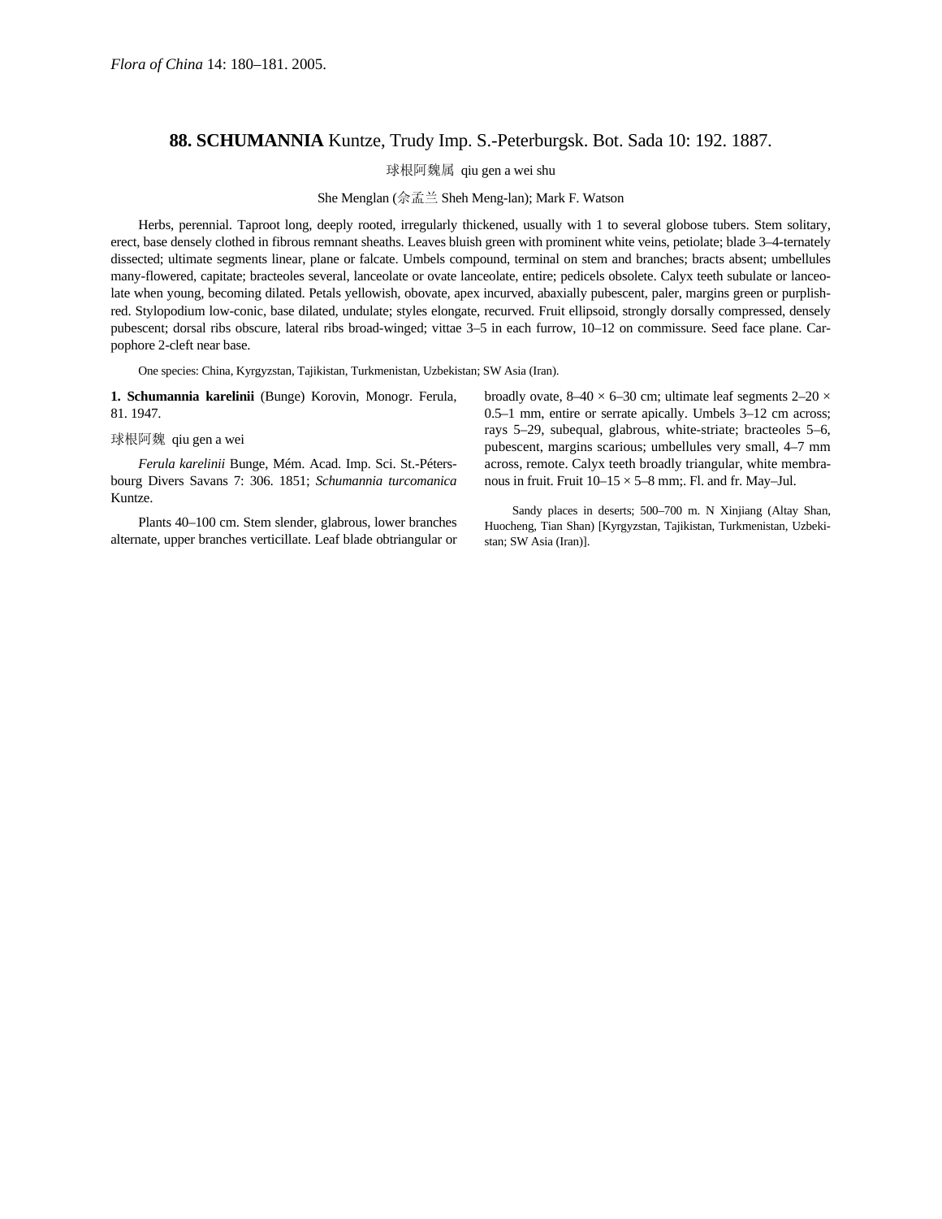Flora of China 14: 180–181. 2005.

## 88. **SCHUMANNIA** Kuntze, Trudy Imp. S.-Peterburgsk. Bot. Sada 10: 192. 1887.

球根阿魏属 qiu gen a wei shu

She Menglan (佘孟兰 Sheh Meng-lan); Mark F. Watson

Herbs, perennial. Taproot long, deeply rooted, irregularly thickened, usually with 1 to several globose tubers. Stem solitary, erect, base densely clothed in fibrous remnant sheaths. Leaves bluish green with prominent white veins, petiolate; blade 3–4-ternately dissected; ultimate segments linear, plane or falcate. Umbels compound, terminal on stem and branches; bracts absent; umbellules many-flowered, capitate; bracteoles several, lanceolate or ovate lanceolate, entire; pedicels obsolete. Calyx teeth subulate or lanceolate when young, becoming dilated. Petals yellowish, obovate, apex incurved, abaxially pubescent, paler, margins green or purplish-red. Stylopodium low-conic, base dilated, undulate; styles elongate, recurved. Fruit ellipsoid, strongly dorsally compressed, densely pubescent; dorsal ribs obscure, lateral ribs broad-winged; vittae 3–5 in each furrow, 10–12 on commissure. Seed face plane. Carpophore 2-cleft near base.

One species: China, Kyrgyzstan, Tajikistan, Turkmenistan, Uzbekistan; SW Asia (Iran).

**1. Schumannia karelinii** (Bunge) Korovin, Monogr. Ferula, 81. 1947.

球根阿魏 qiu gen a wei

*Ferula karelinii* Bunge, Mém. Acad. Imp. Sci. St.-Pétersbourg Divers Savans 7: 306. 1851; *Schumannia turcomanica* Kuntze.

Plants 40–100 cm. Stem slender, glabrous, lower branches alternate, upper branches verticillate. Leaf blade obtriangular or broadly ovate, 8–40 × 6–30 cm; ultimate leaf segments 2–20 × 0.5–1 mm, entire or serrate apically. Umbels 3–12 cm across; rays 5–29, subequal, glabrous, white-striate; bracteoles 5–6, pubescent, margins scarious; umbellules very small, 4–7 mm across, remote. Calyx teeth broadly triangular, white membranous in fruit. Fruit 10–15 × 5–8 mm;. Fl. and fr. May–Jul.

Sandy places in deserts; 500–700 m. N Xinjiang (Altay Shan, Huocheng, Tian Shan) [Kyrgyzstan, Tajikistan, Turkmenistan, Uzbekistan; SW Asia (Iran)].